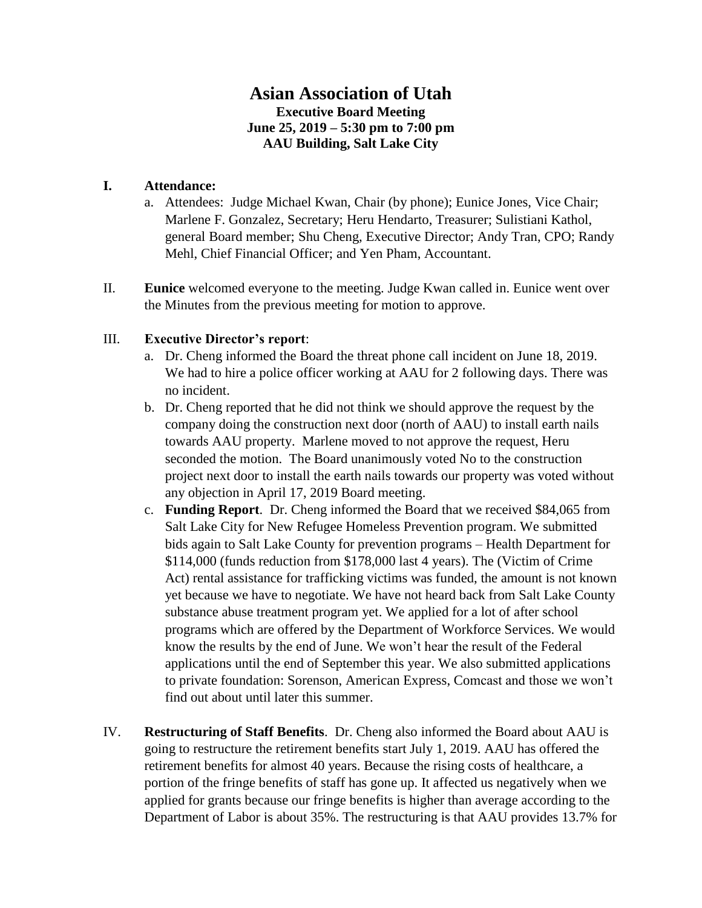# Asian Association of Utah

**Executive Board Meeting**
**June 25, 2019 – 5:30 pm to 7:00 pm**
**AAU Building, Salt Lake City**

**I. Attendance:**

a. Attendees: Judge Michael Kwan, Chair (by phone); Eunice Jones, Vice Chair; Marlene F. Gonzalez, Secretary; Heru Hendarto, Treasurer; Sulistiani Kathol, general Board member; Shu Cheng, Executive Director; Andy Tran, CPO; Randy Mehl, Chief Financial Officer; and Yen Pham, Accountant.

II. **Eunice** welcomed everyone to the meeting. Judge Kwan called in. Eunice went over the Minutes from the previous meeting for motion to approve.

III. **Executive Director's report**:

a. Dr. Cheng informed the Board the threat phone call incident on June 18, 2019. We had to hire a police officer working at AAU for 2 following days. There was no incident.

b. Dr. Cheng reported that he did not think we should approve the request by the company doing the construction next door (north of AAU) to install earth nails towards AAU property. Marlene moved to not approve the request, Heru seconded the motion. The Board unanimously voted No to the construction project next door to install the earth nails towards our property was voted without any objection in April 17, 2019 Board meeting.

c. **Funding Report**. Dr. Cheng informed the Board that we received $84,065 from Salt Lake City for New Refugee Homeless Prevention program. We submitted bids again to Salt Lake County for prevention programs – Health Department for $114,000 (funds reduction from $178,000 last 4 years). The (Victim of Crime Act) rental assistance for trafficking victims was funded, the amount is not known yet because we have to negotiate. We have not heard back from Salt Lake County substance abuse treatment program yet. We applied for a lot of after school programs which are offered by the Department of Workforce Services. We would know the results by the end of June. We won't hear the result of the Federal applications until the end of September this year. We also submitted applications to private foundation: Sorenson, American Express, Comcast and those we won't find out about until later this summer.

IV. **Restructuring of Staff Benefits**. Dr. Cheng also informed the Board about AAU is going to restructure the retirement benefits start July 1, 2019. AAU has offered the retirement benefits for almost 40 years. Because the rising costs of healthcare, a portion of the fringe benefits of staff has gone up. It affected us negatively when we applied for grants because our fringe benefits is higher than average according to the Department of Labor is about 35%. The restructuring is that AAU provides 13.7% for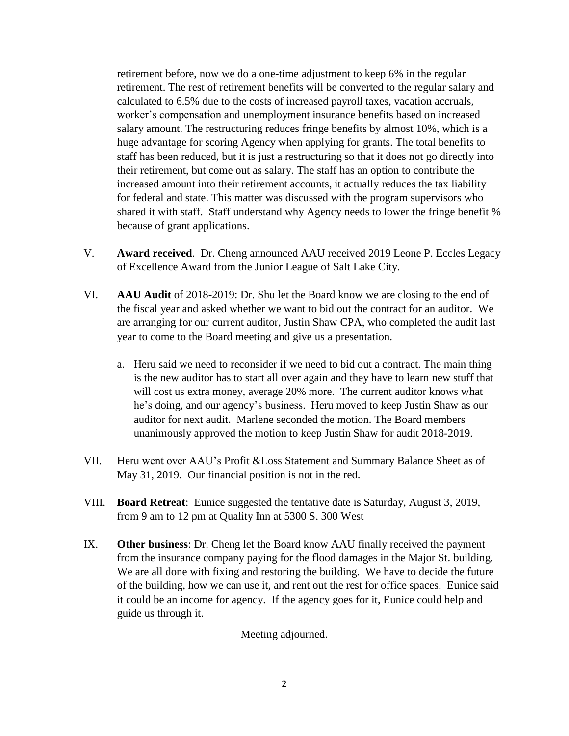retirement before, now we do a one-time adjustment to keep 6% in the regular retirement. The rest of retirement benefits will be converted to the regular salary and calculated to 6.5% due to the costs of increased payroll taxes, vacation accruals, worker's compensation and unemployment insurance benefits based on increased salary amount. The restructuring reduces fringe benefits by almost 10%, which is a huge advantage for scoring Agency when applying for grants. The total benefits to staff has been reduced, but it is just a restructuring so that it does not go directly into their retirement, but come out as salary. The staff has an option to contribute the increased amount into their retirement accounts, it actually reduces the tax liability for federal and state. This matter was discussed with the program supervisors who shared it with staff. Staff understand why Agency needs to lower the fringe benefit % because of grant applications.

V. **Award received**. Dr. Cheng announced AAU received 2019 Leone P. Eccles Legacy of Excellence Award from the Junior League of Salt Lake City.

VI. **AAU Audit** of 2018-2019: Dr. Shu let the Board know we are closing to the end of the fiscal year and asked whether we want to bid out the contract for an auditor. We are arranging for our current auditor, Justin Shaw CPA, who completed the audit last year to come to the Board meeting and give us a presentation.

   a. Heru said we need to reconsider if we need to bid out a contract. The main thing is the new auditor has to start all over again and they have to learn new stuff that will cost us extra money, average 20% more. The current auditor knows what he's doing, and our agency's business. Heru moved to keep Justin Shaw as our auditor for next audit. Marlene seconded the motion. The Board members unanimously approved the motion to keep Justin Shaw for audit 2018-2019.

VII. Heru went over AAU's Profit &Loss Statement and Summary Balance Sheet as of May 31, 2019. Our financial position is not in the red.

VIII. **Board Retreat**: Eunice suggested the tentative date is Saturday, August 3, 2019, from 9 am to 12 pm at Quality Inn at 5300 S. 300 West

IX. **Other business**: Dr. Cheng let the Board know AAU finally received the payment from the insurance company paying for the flood damages in the Major St. building. We are all done with fixing and restoring the building. We have to decide the future of the building, how we can use it, and rent out the rest for office spaces. Eunice said it could be an income for agency. If the agency goes for it, Eunice could help and guide us through it.

Meeting adjourned.